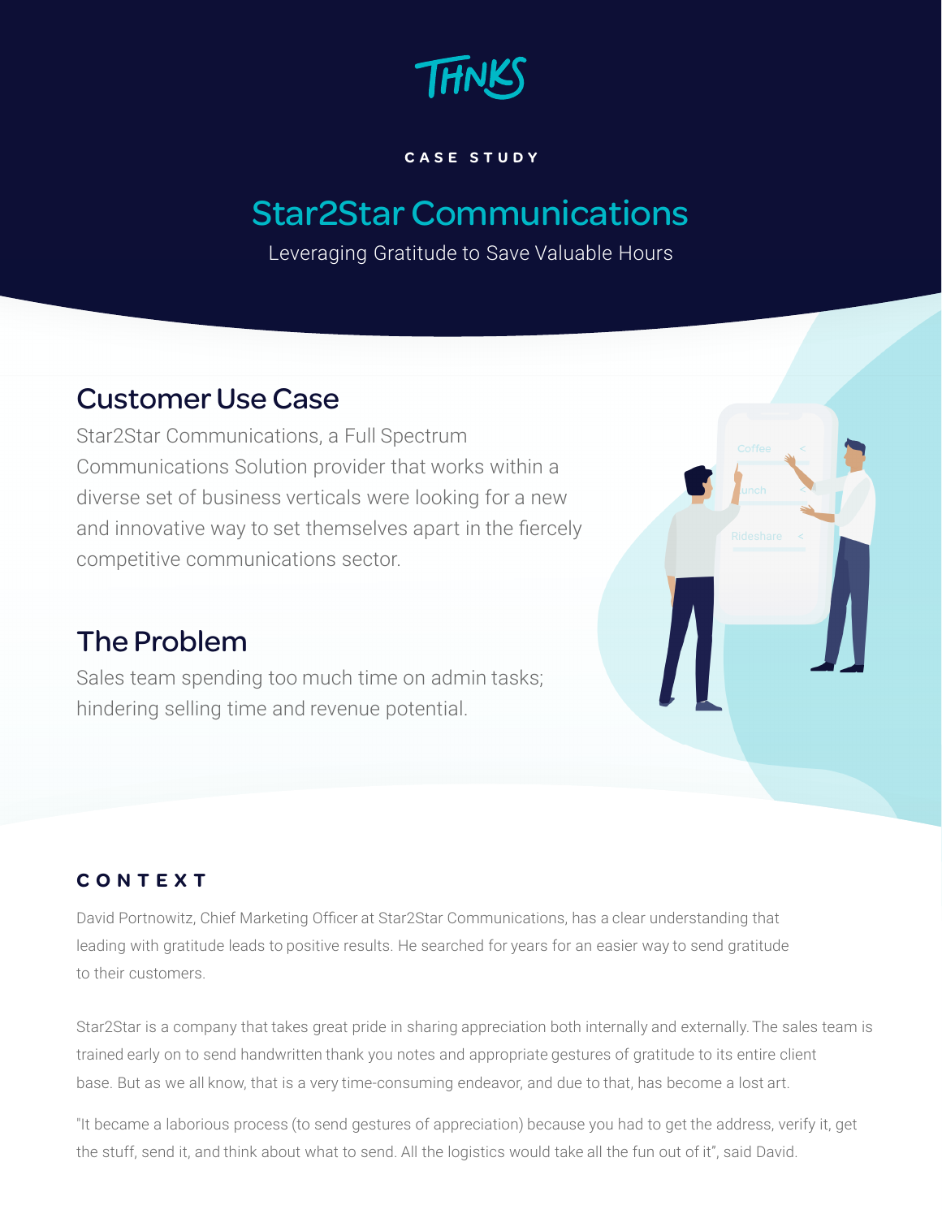THNKS

CASE STUDY

# Star2Star Communications

Leveraging Gratitude to Save Valuable Hours

## Customer Use Case

Star2Star Communications, a Full Spectrum Communications Solution provider that works within a diverse set of business verticals were looking for a new and innovative way to set themselves apart in the fiercely competitive communications sector.

## The Problem

Sales team spending too much time on admin tasks; hindering selling time and revenue potential.

### CONTEXT

David Portnowitz, Chief Marketing Officer at Star2Star Communications, has a clear understanding that leading with gratitude leads to positive results. He searched for years for an easier way to send gratitude to their customers.

Star2Star is a company that takes great pride in sharing appreciation both internally and externally. The sales team is trained early on to send handwritten thank you notes and appropriate gestures of gratitude to its entire client base. But as we all know, that is a very time-consuming endeavor, and due to that, has become a lost art.

"It became a laborious process (to send gestures of appreciation) because you had to get the address, verify it, get the stuff, send it, and think about what to send. All the logistics would take all the fun out of it", said David.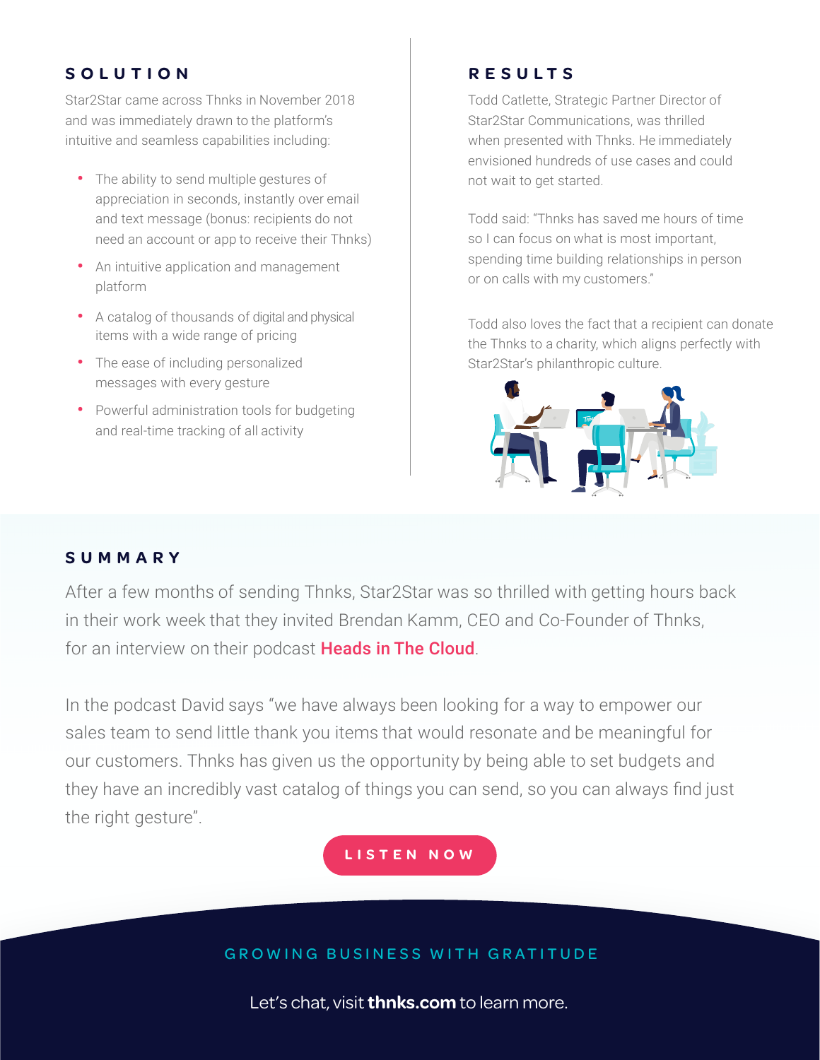## SOLUTION

Star2Star came across Thnks in November 2018 and was immediately drawn to the platform's intuitive and seamless capabilities including:

- The ability to send multiple gestures of appreciation in seconds, instantly over email and text message (bonus: recipients do not need an account or app to receive their Thnks)
- An intuitive application and management platform
- A catalog of thousands of digital and physical items with a wide range of pricing
- The ease of including personalized messages with every gesture
- Powerful administration tools for budgeting and real-time tracking of all activity

## RESULTS

Todd Catlette, Strategic Partner Director of Star2Star Communications, was thrilled when presented with Thnks. He immediately envisioned hundreds of use cases and could not wait to get started.

Todd said: "Thnks has saved me hours of time so I can focus on what is most important, spending time building relationships in person or on calls with my customers."

Todd also loves the fact that a recipient can donate the Thnks to a charity, which aligns perfectly with Star2Star's philanthropic culture.

## SUMMARY

After a few months of sending Thnks, Star2Star was so thrilled with getting hours back in their work week that they invited Brendan Kamm, CEO and Co-Founder of Thnks, for an interview on their podcast **Heads in The Cloud**.

In the podcast David says "we have always been looking for a way to empower our sales team to send little thank you items that would resonate and be meaningful for our customers. Thnks has given us the opportunity by being able to set budgets and they have an incredibly vast catalog of things you can send, so you can always find just the right gesture".

**LISTEN NOW**

GROWING BUSINESS WITH GRATITUDE

Let's chat, visit **thnks.com** to learn more.